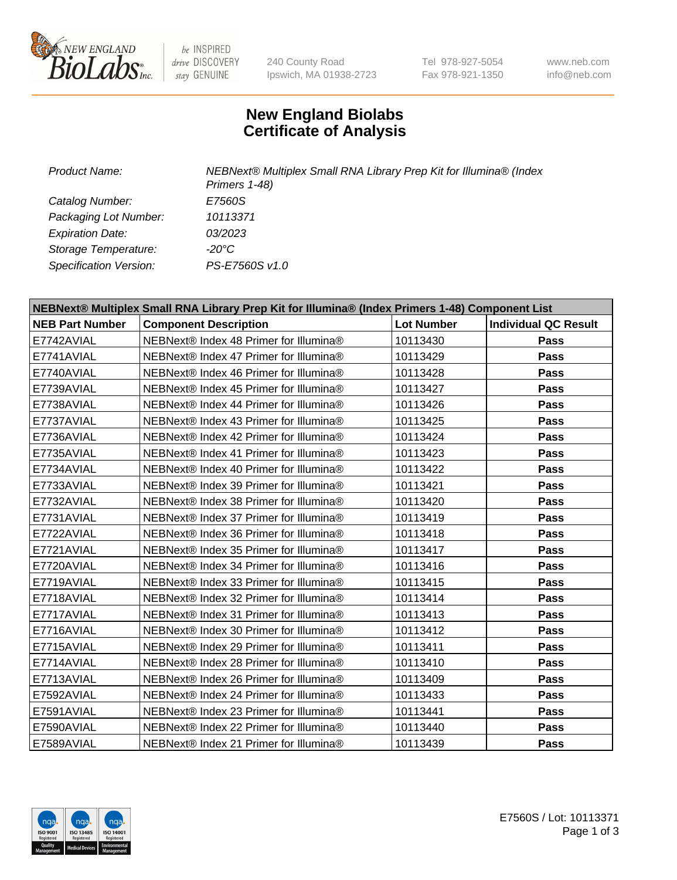# New England Biolabs
# Certificate of Analysis

| | |
|---|---|
| *Product Name:* | *NEBNext® Multiplex Small RNA Library Prep Kit for Illumina® (Index Primers 1-48)* |
| *Catalog Number:* | *E7560S* |
| *Packaging Lot Number:* | *10113371* |
| *Expiration Date:* | *03/2023* |
| *Storage Temperature:* | *-20°C* |
| *Specification Version:* | *PS-E7560S v1.0* |

| **NEBNext® Multiplex Small RNA Library Prep Kit for Illumina® (Index Primers 1-48) Component List** | | | |
|---|---|---|---|
| **NEB Part Number** | **Component Description** | **Lot Number** | **Individual QC Result** |
| E7742AVIAL | NEBNext® Index 48 Primer for Illumina® | 10113430 | **Pass** |
| E7741AVIAL | NEBNext® Index 47 Primer for Illumina® | 10113429 | **Pass** |
| E7740AVIAL | NEBNext® Index 46 Primer for Illumina® | 10113428 | **Pass** |
| E7739AVIAL | NEBNext® Index 45 Primer for Illumina® | 10113427 | **Pass** |
| E7738AVIAL | NEBNext® Index 44 Primer for Illumina® | 10113426 | **Pass** |
| E7737AVIAL | NEBNext® Index 43 Primer for Illumina® | 10113425 | **Pass** |
| E7736AVIAL | NEBNext® Index 42 Primer for Illumina® | 10113424 | **Pass** |
| E7735AVIAL | NEBNext® Index 41 Primer for Illumina® | 10113423 | **Pass** |
| E7734AVIAL | NEBNext® Index 40 Primer for Illumina® | 10113422 | **Pass** |
| E7733AVIAL | NEBNext® Index 39 Primer for Illumina® | 10113421 | **Pass** |
| E7732AVIAL | NEBNext® Index 38 Primer for Illumina® | 10113420 | **Pass** |
| E7731AVIAL | NEBNext® Index 37 Primer for Illumina® | 10113419 | **Pass** |
| E7722AVIAL | NEBNext® Index 36 Primer for Illumina® | 10113418 | **Pass** |
| E7721AVIAL | NEBNext® Index 35 Primer for Illumina® | 10113417 | **Pass** |
| E7720AVIAL | NEBNext® Index 34 Primer for Illumina® | 10113416 | **Pass** |
| E7719AVIAL | NEBNext® Index 33 Primer for Illumina® | 10113415 | **Pass** |
| E7718AVIAL | NEBNext® Index 32 Primer for Illumina® | 10113414 | **Pass** |
| E7717AVIAL | NEBNext® Index 31 Primer for Illumina® | 10113413 | **Pass** |
| E7716AVIAL | NEBNext® Index 30 Primer for Illumina® | 10113412 | **Pass** |
| E7715AVIAL | NEBNext® Index 29 Primer for Illumina® | 10113411 | **Pass** |
| E7714AVIAL | NEBNext® Index 28 Primer for Illumina® | 10113410 | **Pass** |
| E7713AVIAL | NEBNext® Index 26 Primer for Illumina® | 10113409 | **Pass** |
| E7592AVIAL | NEBNext® Index 24 Primer for Illumina® | 10113433 | **Pass** |
| E7591AVIAL | NEBNext® Index 23 Primer for Illumina® | 10113441 | **Pass** |
| E7590AVIAL | NEBNext® Index 22 Primer for Illumina® | 10113440 | **Pass** |
| E7589AVIAL | NEBNext® Index 21 Primer for Illumina® | 10113439 | **Pass** |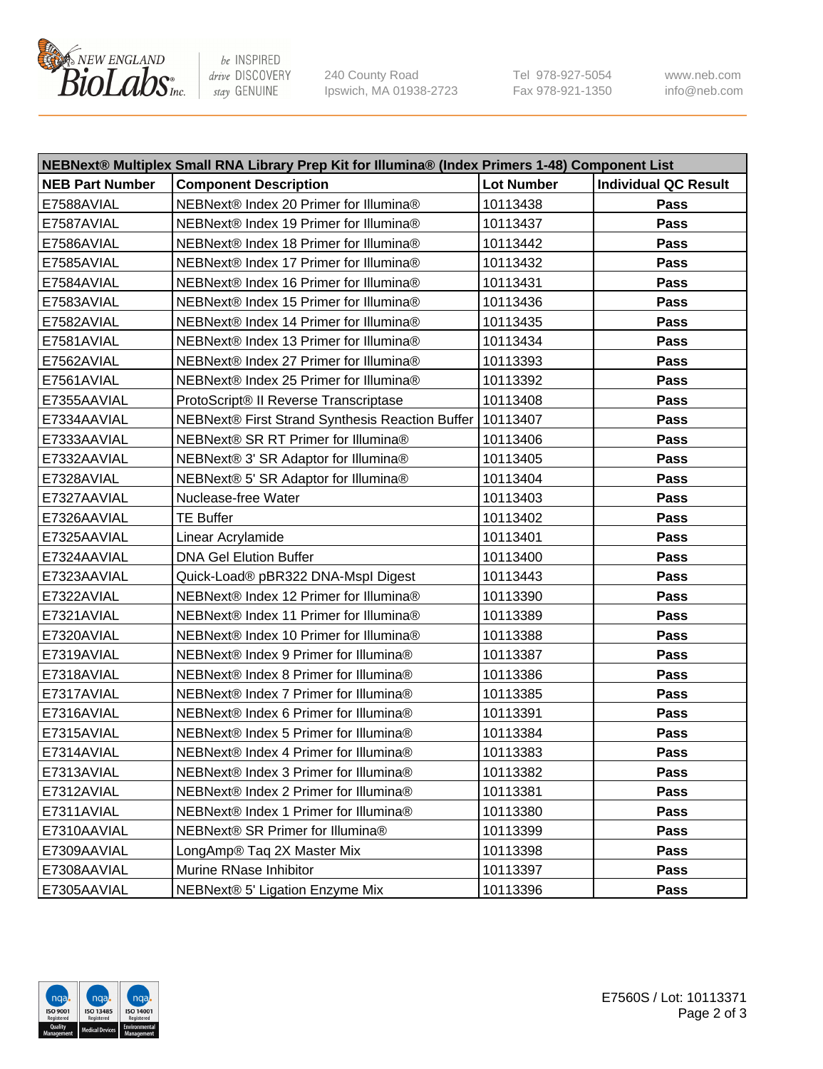| NEBNext® Multiplex Small RNA Library Prep Kit for Illumina® (Index Primers 1-48) Component List | | | |
|---|---|---|---|
| **NEB Part Number** | **Component Description** | **Lot Number** | **Individual QC Result** |
| E7588AVIAL | NEBNext® Index 20 Primer for Illumina® | 10113438 | **Pass** |
| E7587AVIAL | NEBNext® Index 19 Primer for Illumina® | 10113437 | **Pass** |
| E7586AVIAL | NEBNext® Index 18 Primer for Illumina® | 10113442 | **Pass** |
| E7585AVIAL | NEBNext® Index 17 Primer for Illumina® | 10113432 | **Pass** |
| E7584AVIAL | NEBNext® Index 16 Primer for Illumina® | 10113431 | **Pass** |
| E7583AVIAL | NEBNext® Index 15 Primer for Illumina® | 10113436 | **Pass** |
| E7582AVIAL | NEBNext® Index 14 Primer for Illumina® | 10113435 | **Pass** |
| E7581AVIAL | NEBNext® Index 13 Primer for Illumina® | 10113434 | **Pass** |
| E7562AVIAL | NEBNext® Index 27 Primer for Illumina® | 10113393 | **Pass** |
| E7561AVIAL | NEBNext® Index 25 Primer for Illumina® | 10113392 | **Pass** |
| E7355AAVIAL | ProtoScript® II Reverse Transcriptase | 10113408 | **Pass** |
| E7334AAVIAL | NEBNext® First Strand Synthesis Reaction Buffer | 10113407 | **Pass** |
| E7333AAVIAL | NEBNext® SR RT Primer for Illumina® | 10113406 | **Pass** |
| E7332AAVIAL | NEBNext® 3' SR Adaptor for Illumina® | 10113405 | **Pass** |
| E7328AVIAL | NEBNext® 5' SR Adaptor for Illumina® | 10113404 | **Pass** |
| E7327AAVIAL | Nuclease-free Water | 10113403 | **Pass** |
| E7326AAVIAL | TE Buffer | 10113402 | **Pass** |
| E7325AAVIAL | Linear Acrylamide | 10113401 | **Pass** |
| E7324AAVIAL | DNA Gel Elution Buffer | 10113400 | **Pass** |
| E7323AAVIAL | Quick-Load® pBR322 DNA-MspI Digest | 10113443 | **Pass** |
| E7322AVIAL | NEBNext® Index 12 Primer for Illumina® | 10113390 | **Pass** |
| E7321AVIAL | NEBNext® Index 11 Primer for Illumina® | 10113389 | **Pass** |
| E7320AVIAL | NEBNext® Index 10 Primer for Illumina® | 10113388 | **Pass** |
| E7319AVIAL | NEBNext® Index 9 Primer for Illumina® | 10113387 | **Pass** |
| E7318AVIAL | NEBNext® Index 8 Primer for Illumina® | 10113386 | **Pass** |
| E7317AVIAL | NEBNext® Index 7 Primer for Illumina® | 10113385 | **Pass** |
| E7316AVIAL | NEBNext® Index 6 Primer for Illumina® | 10113391 | **Pass** |
| E7315AVIAL | NEBNext® Index 5 Primer for Illumina® | 10113384 | **Pass** |
| E7314AVIAL | NEBNext® Index 4 Primer for Illumina® | 10113383 | **Pass** |
| E7313AVIAL | NEBNext® Index 3 Primer for Illumina® | 10113382 | **Pass** |
| E7312AVIAL | NEBNext® Index 2 Primer for Illumina® | 10113381 | **Pass** |
| E7311AVIAL | NEBNext® Index 1 Primer for Illumina® | 10113380 | **Pass** |
| E7310AAVIAL | NEBNext® SR Primer for Illumina® | 10113399 | **Pass** |
| E7309AAVIAL | LongAmp® Taq 2X Master Mix | 10113398 | **Pass** |
| E7308AAVIAL | Murine RNase Inhibitor | 10113397 | **Pass** |
| E7305AAVIAL | NEBNext® 5' Ligation Enzyme Mix | 10113396 | **Pass** |

E7560S / Lot: 10113371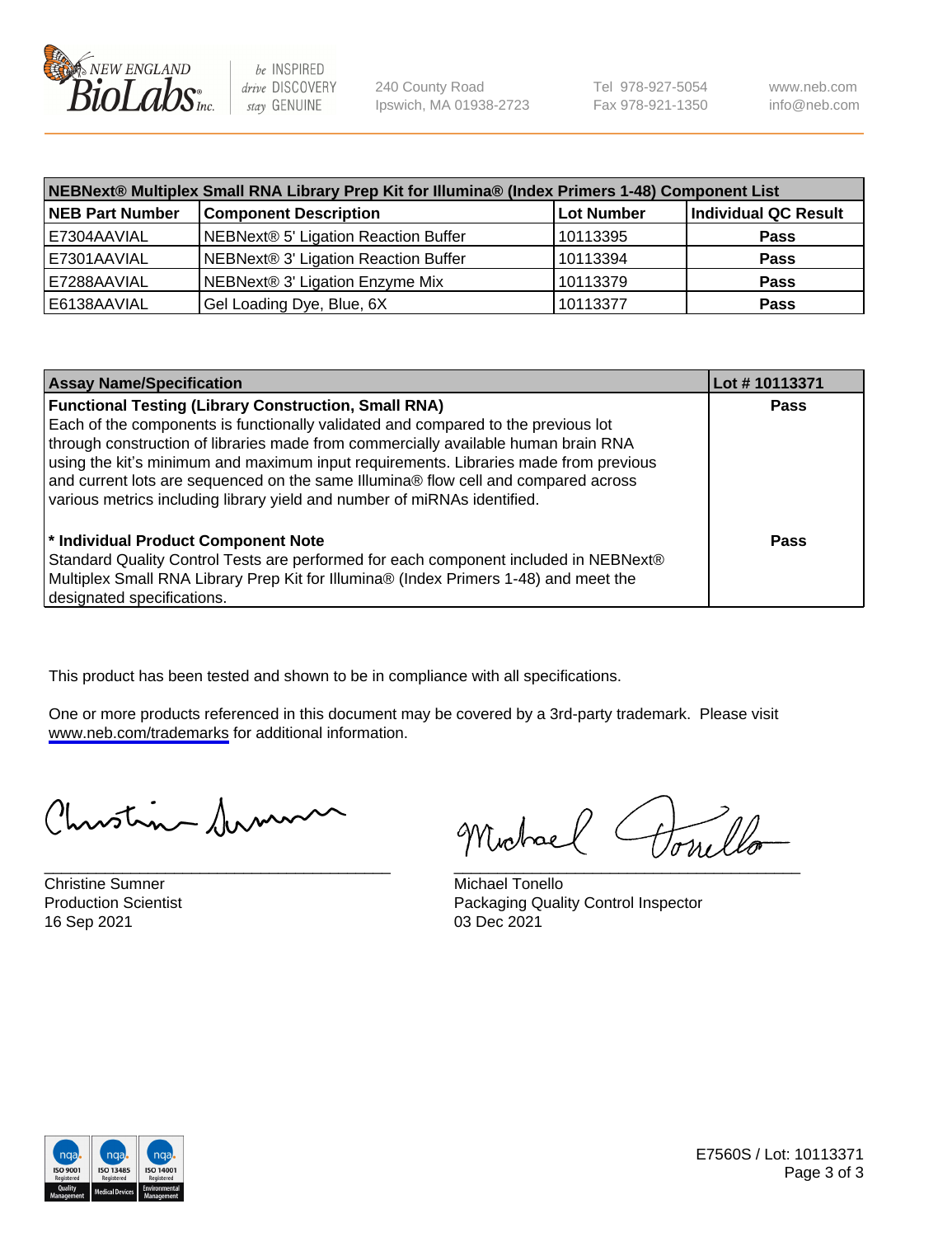NEW ENGLAND BioLabs Inc. | be INSPIRED drive DISCOVERY stay GENUINE | 240 County Road Ipswich, MA 01938-2723 | Tel 978-927-5054 Fax 978-921-1350 | www.neb.com info@neb.com

| NEBNext® Multiplex Small RNA Library Prep Kit for Illumina® (Index Primers 1-48) Component List | | | |
|---|---|---|---|
| **NEB Part Number** | **Component Description** | **Lot Number** | **Individual QC Result** |
| E7304AAVIAL | NEBNext® 5' Ligation Reaction Buffer | 10113395 | **Pass** |
| E7301AAVIAL | NEBNext® 3' Ligation Reaction Buffer | 10113394 | **Pass** |
| E7288AAVIAL | NEBNext® 3' Ligation Enzyme Mix | 10113379 | **Pass** |
| E6138AAVIAL | Gel Loading Dye, Blue, 6X | 10113377 | **Pass** |

| Assay Name/Specification | Lot # 10113371 |
|---|---|
| **Functional Testing (Library Construction, Small RNA)** Each of the components is functionally validated and compared to the previous lot through construction of libraries made from commercially available human brain RNA using the kit's minimum and maximum input requirements. Libraries made from previous and current lots are sequenced on the same Illumina® flow cell and compared across various metrics including library yield and number of miRNAs identified. | **Pass** |
| **\* Individual Product Component Note** Standard Quality Control Tests are performed for each component included in NEBNext® Multiplex Small RNA Library Prep Kit for Illumina® (Index Primers 1-48) and meet the designated specifications. | **Pass** |

This product has been tested and shown to be in compliance with all specifications.

One or more products referenced in this document may be covered by a 3rd-party trademark. Please visit www.neb.com/trademarks for additional information.

Christine Sumner
Production Scientist
16 Sep 2021

Michael Tonello
Packaging Quality Control Inspector
03 Dec 2021

E7560S / Lot: 10113371